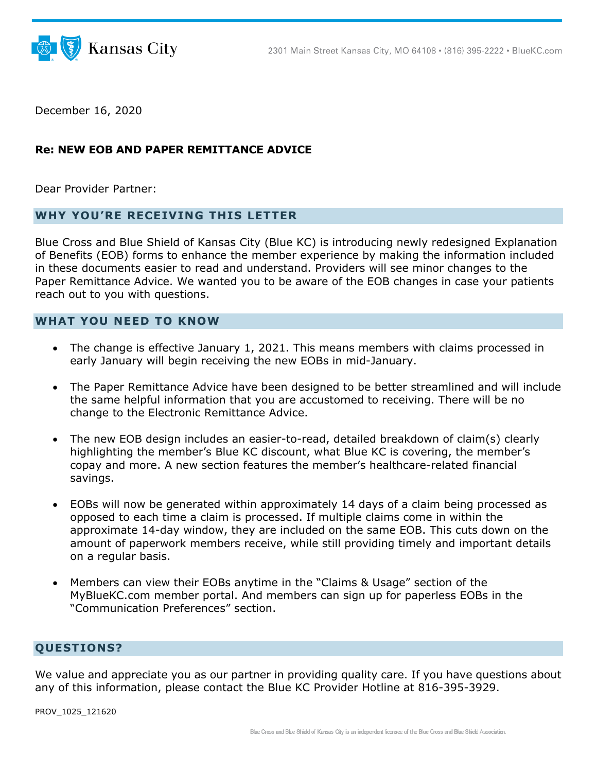Kansas City

2301 Main Street Kansas City, MO 64108 • (816) 395-2222 • BlueKC.com

December 16, 2020

**Re: NEW EOB AND PAPER REMITTANCE ADVICE**

Dear Provider Partner:

## WHY YOU'RE RECEIVING THIS LETTER

Blue Cross and Blue Shield of Kansas City (Blue KC) is introducing newly redesigned Explanation of Benefits (EOB) forms to enhance the member experience by making the information included in these documents easier to read and understand. Providers will see minor changes to the Paper Remittance Advice. We wanted you to be aware of the EOB changes in case your patients reach out to you with questions.

## WHAT YOU NEED TO KNOW

- The change is effective January 1, 2021. This means members with claims processed in early January will begin receiving the new EOBs in mid-January.
- The Paper Remittance Advice have been designed to be better streamlined and will include the same helpful information that you are accustomed to receiving. There will be no change to the Electronic Remittance Advice.
- The new EOB design includes an easier-to-read, detailed breakdown of claim(s) clearly highlighting the member's Blue KC discount, what Blue KC is covering, the member's copay and more. A new section features the member's healthcare-related financial savings.
- EOBs will now be generated within approximately 14 days of a claim being processed as opposed to each time a claim is processed. If multiple claims come in within the approximate 14-day window, they are included on the same EOB. This cuts down on the amount of paperwork members receive, while still providing timely and important details on a regular basis.
- Members can view their EOBs anytime in the "Claims & Usage" section of the MyBlueKC.com member portal. And members can sign up for paperless EOBs in the "Communication Preferences" section.

## QUESTIONS?

We value and appreciate you as our partner in providing quality care. If you have questions about any of this information, please contact the Blue KC Provider Hotline at 816-395-3929.

PROV_1025_121620

Blue Cross and Blue Shield of Kansas City is an independent licensee of the Blue Cross and Blue Shield Association.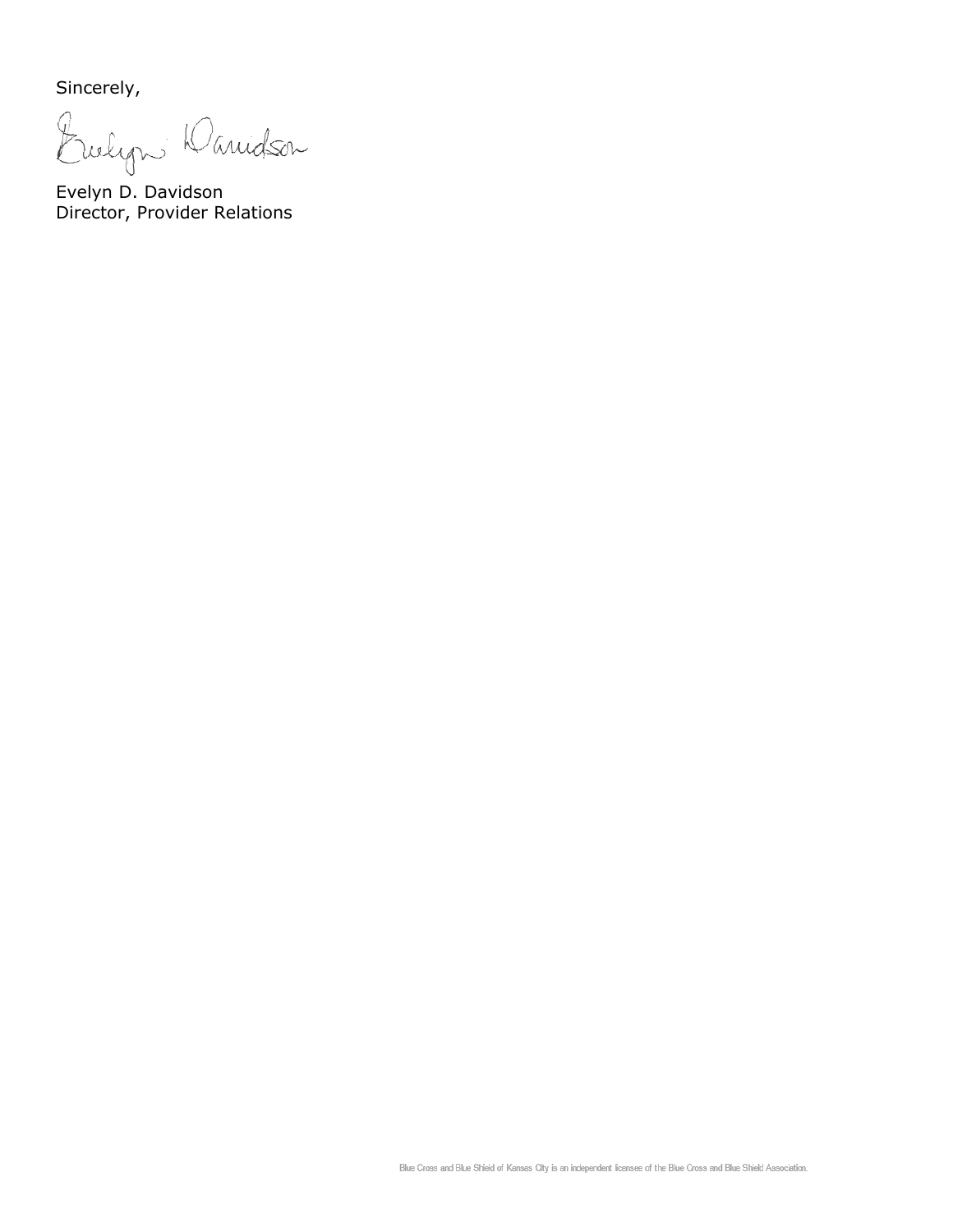Sincerely,

Evelyn D. Davidson
Director, Provider Relations

Blue Cross and Blue Shield of Kansas City is an independent licensee of the Blue Cross and Blue Shield Association.